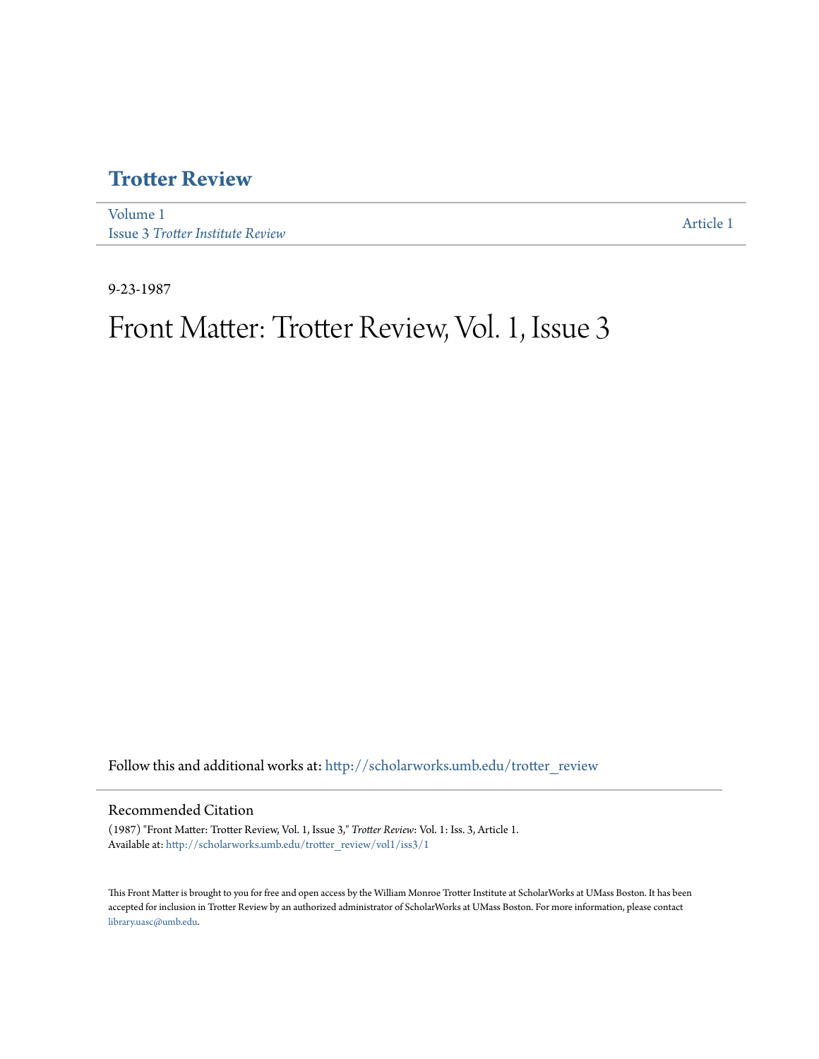# Trotter Review

Volume 1
Issue 3 *Trotter Institute Review*

Article 1

9-23-1987

# Front Matter: Trotter Review, Vol. 1, Issue 3

Follow this and additional works at: http://scholarworks.umb.edu/trotter_review

## Recommended Citation

(1987) "Front Matter: Trotter Review, Vol. 1, Issue 3," *Trotter Review*: Vol. 1: Iss. 3, Article 1.
Available at: http://scholarworks.umb.edu/trotter_review/vol1/iss3/1

This Front Matter is brought to you for free and open access by the William Monroe Trotter Institute at ScholarWorks at UMass Boston. It has been accepted for inclusion in Trotter Review by an authorized administrator of ScholarWorks at UMass Boston. For more information, please contact library.uasc@umb.edu.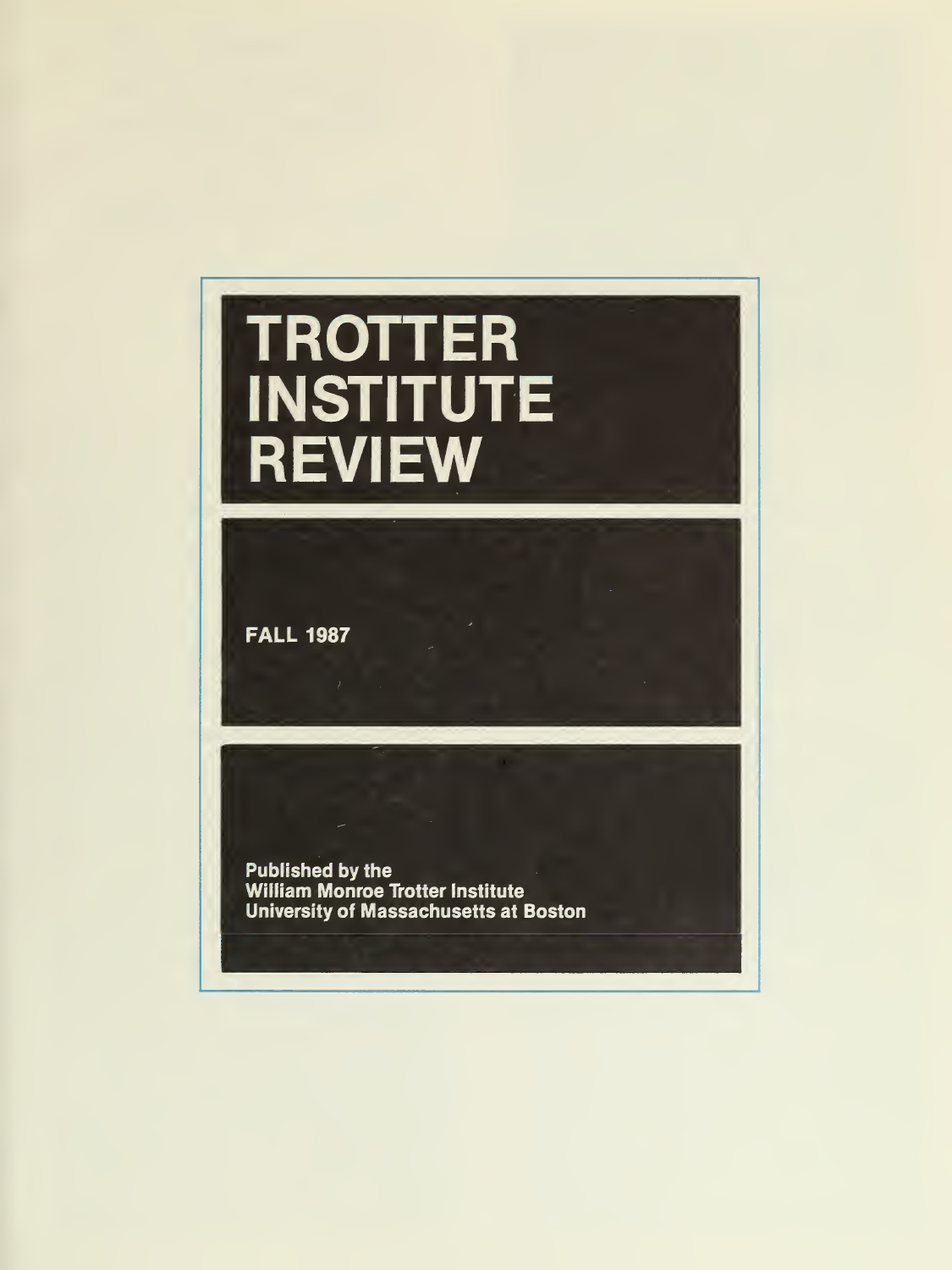# TROTTER INSTITUTE REVIEW

**FALL 1987**

**Published by the**
**William Monroe Trotter Institute**
**University of Massachusetts at Boston**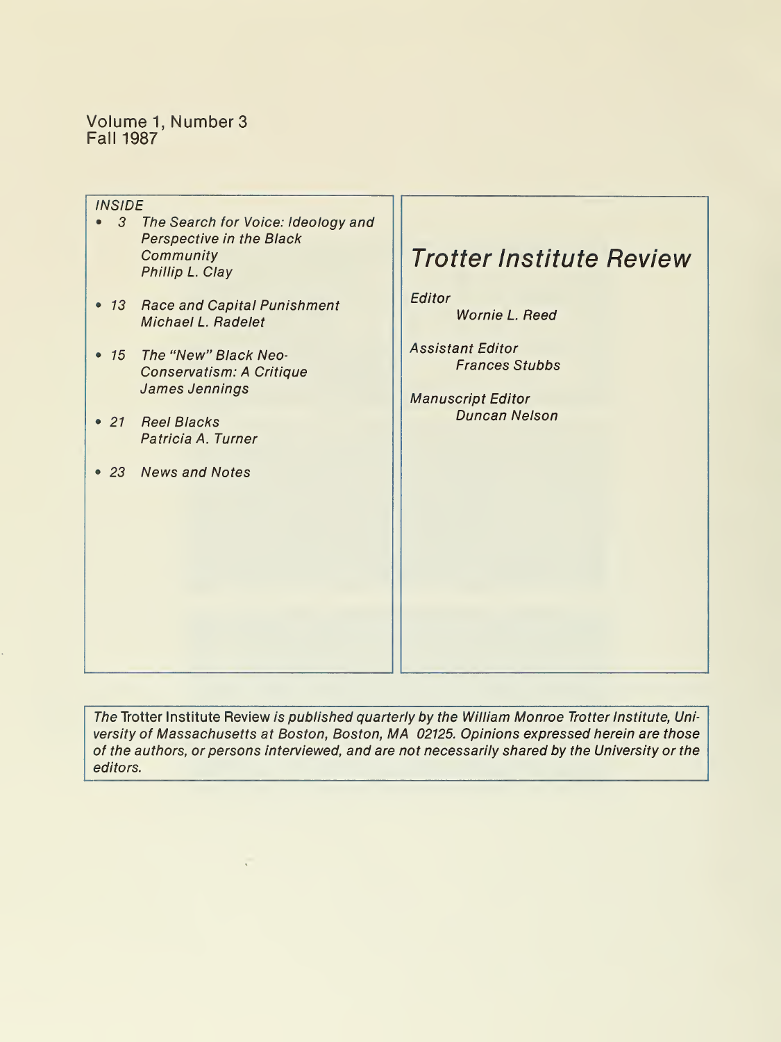Volume 1, Number 3
Fall 1987

*INSIDE*

- *3 The Search for Voice: Ideology and Perspective in the Black Community*
  *Phillip L. Clay*
- *13 Race and Capital Punishment*
  *Michael L. Radelet*
- *15 The "New" Black Neo-Conservatism: A Critique*
  *James Jennings*
- *21 Reel Blacks*
  *Patricia A. Turner*
- *23 News and Notes*

# *Trotter Institute Review*

*Editor*
*Wornie L. Reed*

*Assistant Editor*
*Frances Stubbs*

*Manuscript Editor*
*Duncan Nelson*

*The* Trotter Institute Review *is published quarterly by the William Monroe Trotter Institute, University of Massachusetts at Boston, Boston, MA 02125. Opinions expressed herein are those of the authors, or persons interviewed, and are not necessarily shared by the University or the editors.*